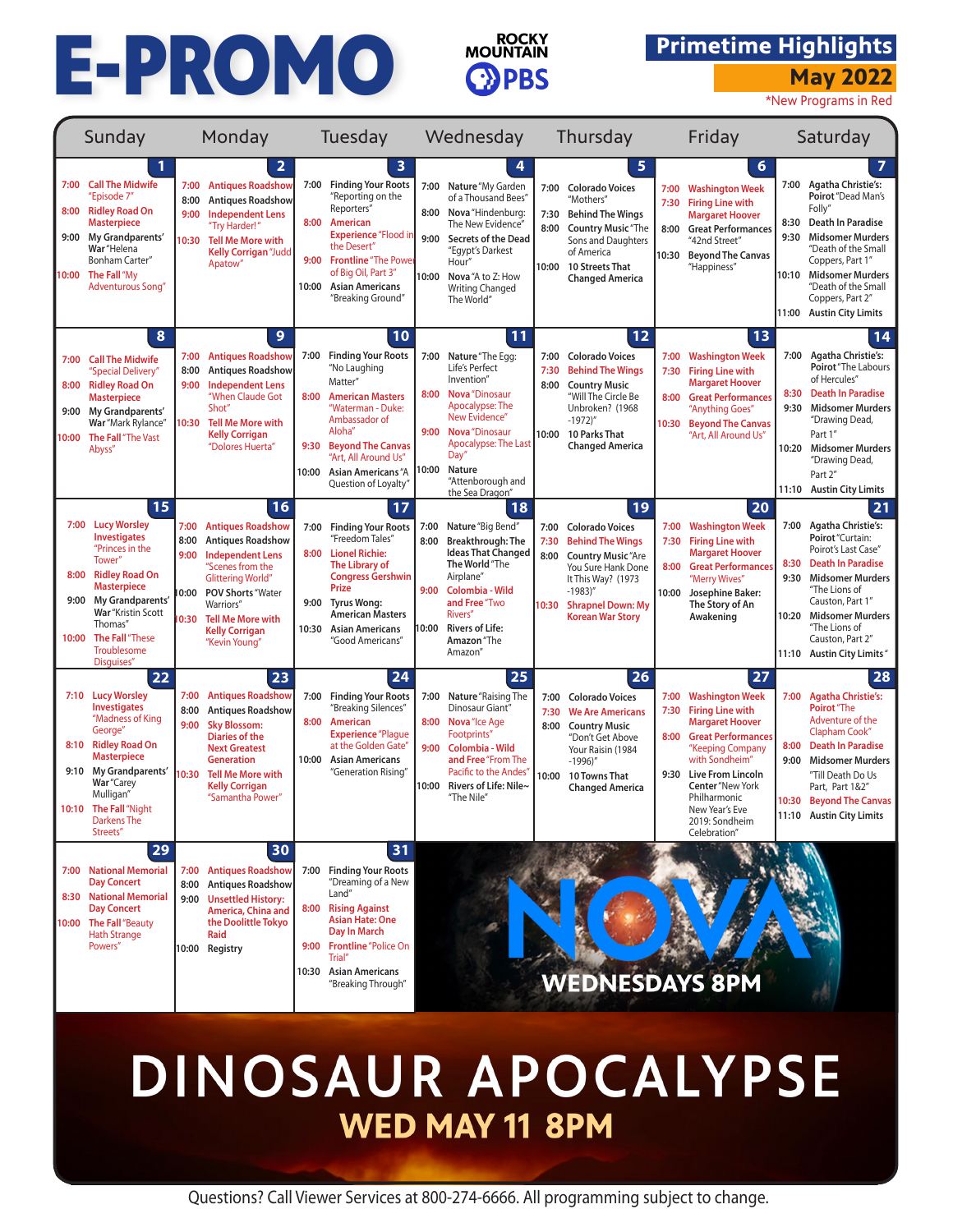# E-PROMO

ROCKY MOUNTAIN PBS

## Primetime Highlights

### May 2022

*New Programs in Red

| Sunday | Monday | Tuesday | Wednesday | Thursday | Friday | Saturday |
|---|---|---|---|---|---|---|
| **1**<br>7:00 **Call The Midwife** "Episode 7"<br>8:00 **Ridley Road On Masterpiece**<br>9:00 **My Grandparents' War** "Helena Bonham Carter"<br>10:00 **The Fall** "My Adventurous Song" | **2**<br>7:00 **Antiques Roadshow**<br>8:00 **Antiques Roadshow**<br>9:00 **Independent Lens** "Try Harder!"<br>10:30 **Tell Me More with Kelly Corrigan** "Judd Apatow" | **3**<br>7:00 **Finding Your Roots** "Reporting on the Reporters"<br>8:00 **American Experience** "Flood in the Desert"<br>9:00 **Frontline** "The Power of Big Oil, Part 3"<br>10:00 **Asian Americans** "Breaking Ground" | **4**<br>7:00 **Nature** "My Garden of a Thousand Bees"<br>8:00 **Nova** "Hindenburg: The New Evidence"<br>9:00 **Secrets of the Dead** "Egypt's Darkest Hour"<br>10:00 **Nova** "A to Z: How Writing Changed The World" | **5**<br>7:00 **Colorado Voices** "Mothers"<br>7:30 **Behind The Wings**<br>8:00 **Country Music** "The Sons and Daughters of America"<br>10:00 **10 Streets That Changed America** | **6**<br>7:00 **Washington Week**<br>7:30 **Firing Line with Margaret Hoover**<br>8:00 **Great Performances** "42nd Street"<br>10:30 **Beyond The Canvas** "Happiness" | **7**<br>7:00 **Agatha Christie's: Poirot** "Dead Man's Folly"<br>8:30 **Death In Paradise**<br>9:30 **Midsomer Murders** "Death of the Small Coppers, Part 1"<br>10:10 **Midsomer Murders** "Death of the Small Coppers, Part 2"<br>11:00 **Austin City Limits** |
| **8**<br>7:00 **Call The Midwife** "Special Delivery"<br>8:00 **Ridley Road On Masterpiece**<br>9:00 **My Grandparents' War** "Mark Rylance"<br>10:00 **The Fall** "The Vast Abyss" | **9**<br>7:00 **Antiques Roadshow**<br>8:00 **Antiques Roadshow**<br>9:00 **Independent Lens** "When Claude Got Shot"<br>10:30 **Tell Me More with Kelly Corrigan** "Dolores Huerta" | **10**<br>7:00 **Finding Your Roots** "No Laughing Matter"<br>8:00 **American Masters** "Waterman - Duke: Ambassador of Aloha"<br>9:30 **Beyond The Canvas** "Art, All Around Us"<br>10:00 **Asian Americans** "A Question of Loyalty" | **11**<br>7:00 **Nature** "The Egg: Life's Perfect Invention"<br>8:00 **Nova** "Dinosaur Apocalypse: The New Evidence"<br>9:00 **Nova** "Dinosaur Apocalypse: The Last Day"<br>10:00 **Nature** "Attenborough and the Sea Dragon" | **12**<br>7:00 **Colorado Voices**<br>7:30 **Behind The Wings**<br>8:00 **Country Music** "Will The Circle Be Unbroken? (1968 -1972)"<br>10:00 **10 Parks That Changed America** | **13**<br>7:00 **Washington Week**<br>7:30 **Firing Line with Margaret Hoover**<br>8:00 **Great Performances** "Anything Goes"<br>10:30 **Beyond The Canvas** "Art, All Around Us" | **14**<br>7:00 **Agatha Christie's: Poirot** "The Labours of Hercules"<br>8:30 **Death In Paradise**<br>9:30 **Midsomer Murders** "Drawing Dead, Part 1"<br>10:20 **Midsomer Murders** "Drawing Dead, Part 2"<br>11:10 **Austin City Limits** |
| **15**<br>7:00 **Lucy Worsley Investigates** "Princes in the Tower"<br>8:00 **Ridley Road On Masterpiece**<br>9:00 **My Grandparents' War** "Kristin Scott Thomas"<br>10:00 **The Fall** "These Troublesome Disguises" | **16**<br>7:00 **Antiques Roadshow**<br>8:00 **Antiques Roadshow**<br>9:00 **Independent Lens** "Scenes from the Glittering World"<br>10:00 **POV Shorts** "Water Warriors"<br>10:30 **Tell Me More with Kelly Corrigan** "Kevin Young" | **17**<br>7:00 **Finding Your Roots** "Freedom Tales"<br>8:00 **Lionel Richie: The Library of Congress Gershwin Prize**<br>9:00 **Tyrus Wong: American Masters**<br>10:30 **Asian Americans** "Good Americans" | **18**<br>7:00 **Nature** "Big Bend"<br>8:00 **Breakthrough: The Ideas That Changed The World** "The Airplane"<br>9:00 **Colombia - Wild and Free** "Two Rivers"<br>10:00 **Rivers of Life: Amazon** "The Amazon" | **19**<br>7:00 **Colorado Voices**<br>7:30 **Behind The Wings**<br>8:00 **Country Music** "Are You Sure Hank Done It This Way? (1973 -1983)"<br>10:30 **Sharpnel Down: My Korean War Story** | **20**<br>7:00 **Washington Week**<br>7:30 **Firing Line with Margaret Hoover**<br>8:00 **Great Performances** "Merry Wives"<br>10:00 **Josephine Baker: The Story of An Awakening** | **21**<br>7:00 **Agatha Christie's: Poirot** "Curtain: Poirot's Last Case"<br>8:30 **Death In Paradise**<br>9:30 **Midsomer Murders** "The Lions of Causton, Part 1"<br>10:20 **Midsomer Murders** "The Lions of Causton, Part 2"<br>11:10 **Austin City Limits** |
| **22**<br>7:10 **Lucy Worsley Investigates** "Madness of King George"<br>8:10 **Ridley Road On Masterpiece**<br>9:10 **My Grandparents' War** "Carey Mulligan"<br>10:10 **The Fall** "Night Darkens The Streets" | **23**<br>7:00 **Antiques Roadshow**<br>8:00 **Antiques Roadshow**<br>9:00 **Sky Blossom: Diaries of the Next Greatest Generation**<br>10:30 **Tell Me More with Kelly Corrigan** "Samantha Power" | **24**<br>7:00 **Finding Your Roots** "Breaking Silences"<br>8:00 **American Experience** "Plague at the Golden Gate"<br>10:00 **Asian Americans** "Generation Rising" | **25**<br>7:00 **Nature** "Raising The Dinosaur Giant"<br>8:00 **Nova** "Ice Age Footprints"<br>9:00 **Colombia - Wild and Free** "From The Pacific to the Andes"<br>10:00 **Rivers of Life: Nile** "The Nile" | **26**<br>7:00 **Colorado Voices**<br>7:30 **We Are Americans**<br>8:00 **Country Music** "Don't Get Above Your Raisin (1984 -1996)"<br>10:00 **10 Towns That Changed America** | **27**<br>7:00 **Washington Week**<br>7:30 **Firing Line with Margaret Hoover**<br>8:00 **Great Performances** "Keeping Company with Sondheim"<br>9:30 **Live From Lincoln Center** "New York Philharmonic New Year's Eve 2019: Sondheim Celebration" | **28**<br>7:00 **Agatha Christie's: Poirot** "The Adventure of the Clapham Cook"<br>8:00 **Death In Paradise**<br>9:00 **Midsomer Murders** "Till Death Do Us Part, Part 1&2"<br>10:30 **Beyond The Canvas**<br>11:10 **Austin City Limits** |
| **29**<br>7:00 **National Memorial Day Concert**<br>8:30 **National Memorial Day Concert**<br>10:00 **The Fall** "Beauty Hath Strange Powers" | **30**<br>7:00 **Antiques Roadshow**<br>8:00 **Antiques Roadshow**<br>9:00 **Unsettled History: America, China and the Doolittle Tokyo Raid**<br>10:00 **Registry** | **31**<br>7:00 **Finding Your Roots** "Dreaming of a New Land"<br>8:00 **Rising Against Asian Hate: One Day In March**<br>9:00 **Frontline** "Police On Trial"<br>10:30 **Asian Americans** "Breaking Through" | | | | |

NOVA
WEDNESDAYS 8PM

# DINOSAUR APOCALYPSE

## WED MAY 11 8PM

Questions? Call Viewer Services at 800-274-6666. All programming subject to change.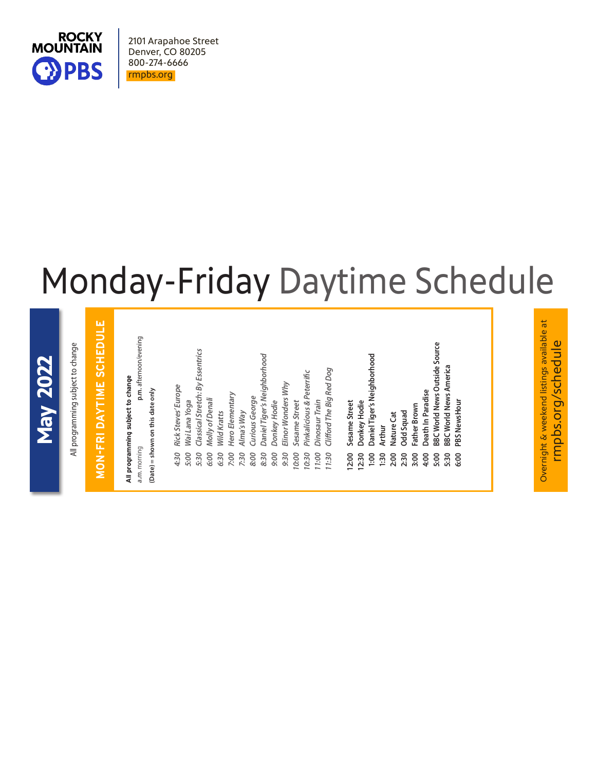ROCKY MOUNTAIN PBS

2101 Arapahoe Street
Denver, CO 80205
800-274-6666
rmpbs.org

# Monday-Friday Daytime Schedule

**May 2022**

All programming subject to change

## MON-FRI DAYTIME SCHEDULE

**All programming subject to change**
*a.m.* morning **p.m.** afternoon/evening
**(Date) = shown on this date only**

*4:30 Rick Steves' Europe*
*5:00 Wai Lana Yoga*
*5:30 Classical Stretch: By Essentrics*
*6:00 Molly of Denali*
*6:30 Wild Kratts*
*7:00 Hero Elementary*
*7:30 Alma's Way*
*8:00 Curious George*
*8:30 Daniel Tiger's Neighborhood*
*9:00 Donkey Hodie*
*9:30 Elinor Wonders Why*
*10:00 Sesame Street*
*10:30 Pinkalicious & Peterrific*
*11:00 Dinosaur Train*
*11:30 Clifford The Big Red Dog*

**12:00 Sesame Street**
**12:30 Donkey Hodie**
**1:00 Daniel Tiger's Neighborhood**
**1:30 Arthur**
**2:00 Nature Cat**
**2:30 Odd Squad**
**3:00 Father Brown**
**4:00 Death In Paradise**
**5:00 BBC World News Outside Source**
**5:30 BBC World News America**
**6:00 PBS NewsHour**

Overnight & weekend listings available at
rmpbs.org/schedule